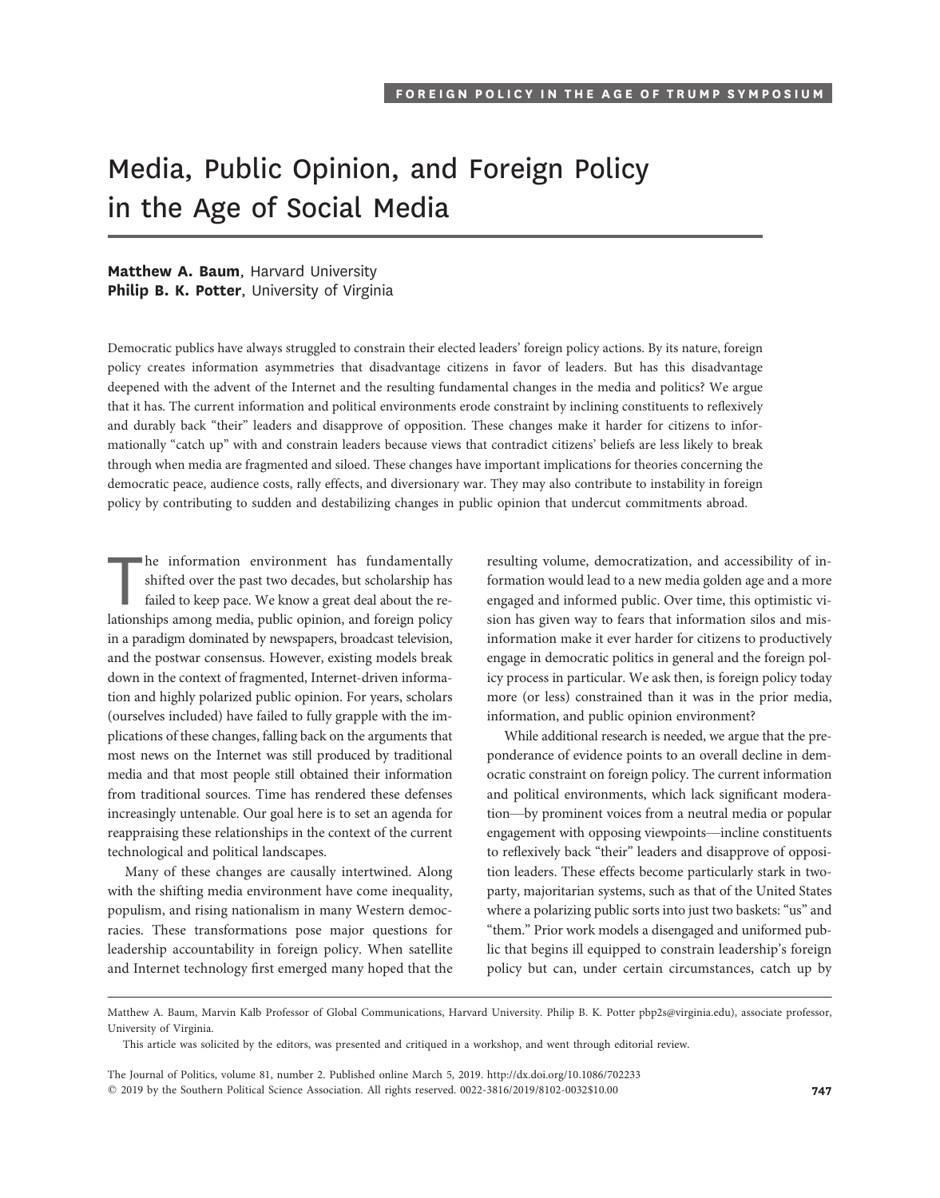FOREIGN POLICY IN THE AGE OF TRUMP SYMPOSIUM

# Media, Public Opinion, and Foreign Policy in the Age of Social Media

**Matthew A. Baum**, Harvard University
**Philip B. K. Potter**, University of Virginia

Democratic publics have always struggled to constrain their elected leaders' foreign policy actions. By its nature, foreign policy creates information asymmetries that disadvantage citizens in favor of leaders. But has this disadvantage deepened with the advent of the Internet and the resulting fundamental changes in the media and politics? We argue that it has. The current information and political environments erode constraint by inclining constituents to reflexively and durably back "their" leaders and disapprove of opposition. These changes make it harder for citizens to informationally "catch up" with and constrain leaders because views that contradict citizens' beliefs are less likely to break through when media are fragmented and siloed. These changes have important implications for theories concerning the democratic peace, audience costs, rally effects, and diversionary war. They may also contribute to instability in foreign policy by contributing to sudden and destabilizing changes in public opinion that undercut commitments abroad.

The information environment has fundamentally shifted over the past two decades, but scholarship has failed to keep pace. We know a great deal about the relationships among media, public opinion, and foreign policy in a paradigm dominated by newspapers, broadcast television, and the postwar consensus. However, existing models break down in the context of fragmented, Internet-driven information and highly polarized public opinion. For years, scholars (ourselves included) have failed to fully grapple with the implications of these changes, falling back on the arguments that most news on the Internet was still produced by traditional media and that most people still obtained their information from traditional sources. Time has rendered these defenses increasingly untenable. Our goal here is to set an agenda for reappraising these relationships in the context of the current technological and political landscapes.

Many of these changes are causally intertwined. Along with the shifting media environment have come inequality, populism, and rising nationalism in many Western democracies. These transformations pose major questions for leadership accountability in foreign policy. When satellite and Internet technology first emerged many hoped that the resulting volume, democratization, and accessibility of information would lead to a new media golden age and a more engaged and informed public. Over time, this optimistic vision has given way to fears that information silos and misinformation make it ever harder for citizens to productively engage in democratic politics in general and the foreign policy process in particular. We ask then, is foreign policy today more (or less) constrained than it was in the prior media, information, and public opinion environment?

While additional research is needed, we argue that the preponderance of evidence points to an overall decline in democratic constraint on foreign policy. The current information and political environments, which lack significant moderation—by prominent voices from a neutral media or popular engagement with opposing viewpoints—incline constituents to reflexively back "their" leaders and disapprove of opposition leaders. These effects become particularly stark in two-party, majoritarian systems, such as that of the United States where a polarizing public sorts into just two baskets: "us" and "them." Prior work models a disengaged and uniformed public that begins ill equipped to constrain leadership's foreign policy but can, under certain circumstances, catch up by

---

Matthew A. Baum, Marvin Kalb Professor of Global Communications, Harvard University. Philip B. K. Potter pbp2s@virginia.edu), associate professor, University of Virginia.

This article was solicited by the editors, was presented and critiqued in a workshop, and went through editorial review.

The Journal of Politics, volume 81, number 2. Published online March 5, 2019. http://dx.doi.org/10.1086/702233
© 2019 by the Southern Political Science Association. All rights reserved. 0022-3816/2019/8102-0032$10.00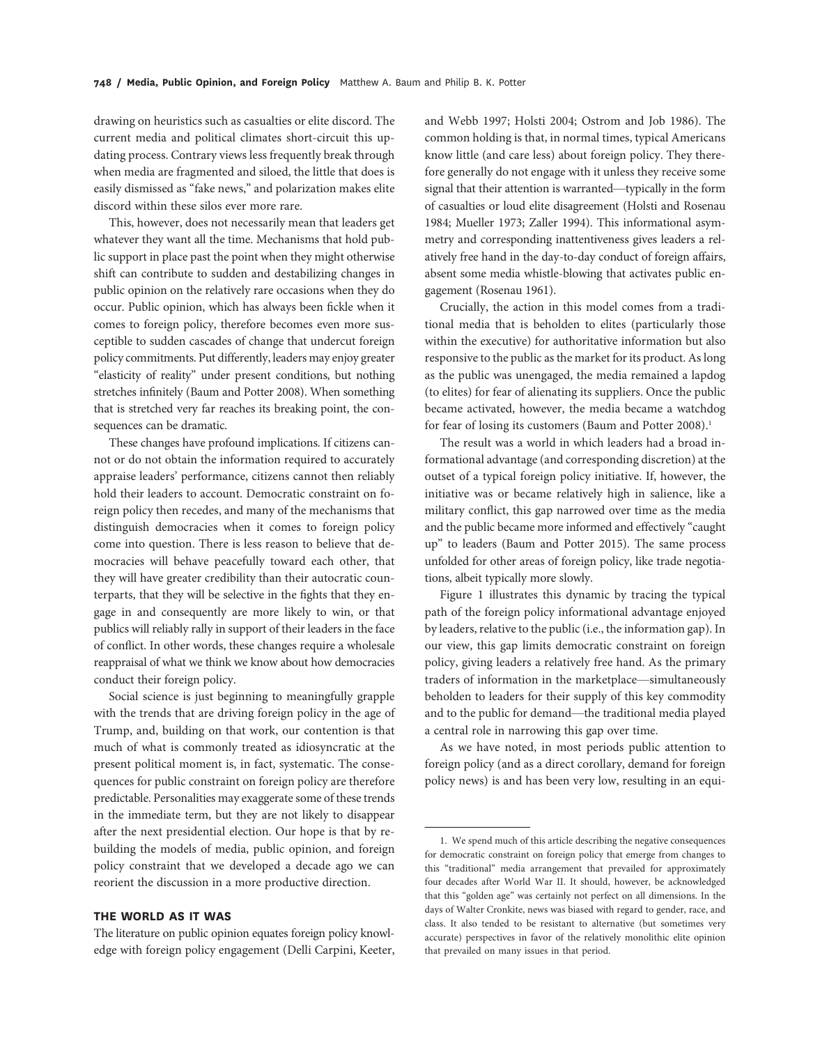drawing on heuristics such as casualties or elite discord. The current media and political climates short-circuit this updating process. Contrary views less frequently break through when media are fragmented and siloed, the little that does is easily dismissed as "fake news," and polarization makes elite discord within these silos ever more rare.

This, however, does not necessarily mean that leaders get whatever they want all the time. Mechanisms that hold public support in place past the point when they might otherwise shift can contribute to sudden and destabilizing changes in public opinion on the relatively rare occasions when they do occur. Public opinion, which has always been fickle when it comes to foreign policy, therefore becomes even more susceptible to sudden cascades of change that undercut foreign policy commitments. Put differently, leaders may enjoy greater "elasticity of reality" under present conditions, but nothing stretches infinitely (Baum and Potter 2008). When something that is stretched very far reaches its breaking point, the consequences can be dramatic.

These changes have profound implications. If citizens cannot or do not obtain the information required to accurately appraise leaders' performance, citizens cannot then reliably hold their leaders to account. Democratic constraint on foreign policy then recedes, and many of the mechanisms that distinguish democracies when it comes to foreign policy come into question. There is less reason to believe that democracies will behave peacefully toward each other, that they will have greater credibility than their autocratic counterparts, that they will be selective in the fights that they engage in and consequently are more likely to win, or that publics will reliably rally in support of their leaders in the face of conflict. In other words, these changes require a wholesale reappraisal of what we think we know about how democracies conduct their foreign policy.

Social science is just beginning to meaningfully grapple with the trends that are driving foreign policy in the age of Trump, and, building on that work, our contention is that much of what is commonly treated as idiosyncratic at the present political moment is, in fact, systematic. The consequences for public constraint on foreign policy are therefore predictable. Personalities may exaggerate some of these trends in the immediate term, but they are not likely to disappear after the next presidential election. Our hope is that by rebuilding the models of media, public opinion, and foreign policy constraint that we developed a decade ago we can reorient the discussion in a more productive direction.

## THE WORLD AS IT WAS

The literature on public opinion equates foreign policy knowledge with foreign policy engagement (Delli Carpini, Keeter, and Webb 1997; Holsti 2004; Ostrom and Job 1986). The common holding is that, in normal times, typical Americans know little (and care less) about foreign policy. They therefore generally do not engage with it unless they receive some signal that their attention is warranted—typically in the form of casualties or loud elite disagreement (Holsti and Rosenau 1984; Mueller 1973; Zaller 1994). This informational asymmetry and corresponding inattentiveness gives leaders a relatively free hand in the day-to-day conduct of foreign affairs, absent some media whistle-blowing that activates public engagement (Rosenau 1961).

Crucially, the action in this model comes from a traditional media that is beholden to elites (particularly those within the executive) for authoritative information but also responsive to the public as the market for its product. As long as the public was unengaged, the media remained a lapdog (to elites) for fear of alienating its suppliers. Once the public became activated, however, the media became a watchdog for fear of losing its customers (Baum and Potter 2008).[1]

The result was a world in which leaders had a broad informational advantage (and corresponding discretion) at the outset of a typical foreign policy initiative. If, however, the initiative was or became relatively high in salience, like a military conflict, this gap narrowed over time as the media and the public became more informed and effectively "caught up" to leaders (Baum and Potter 2015). The same process unfolded for other areas of foreign policy, like trade negotiations, albeit typically more slowly.

Figure 1 illustrates this dynamic by tracing the typical path of the foreign policy informational advantage enjoyed by leaders, relative to the public (i.e., the information gap). In our view, this gap limits democratic constraint on foreign policy, giving leaders a relatively free hand. As the primary traders of information in the marketplace—simultaneously beholden to leaders for their supply of this key commodity and to the public for demand—the traditional media played a central role in narrowing this gap over time.

As we have noted, in most periods public attention to foreign policy (and as a direct corollary, demand for foreign policy news) is and has been very low, resulting in an equi-

1. We spend much of this article describing the negative consequences for democratic constraint on foreign policy that emerge from changes to this "traditional" media arrangement that prevailed for approximately four decades after World War II. It should, however, be acknowledged that this "golden age" was certainly not perfect on all dimensions. In the days of Walter Cronkite, news was biased with regard to gender, race, and class. It also tended to be resistant to alternative (but sometimes very accurate) perspectives in favor of the relatively monolithic elite opinion that prevailed on many issues in that period.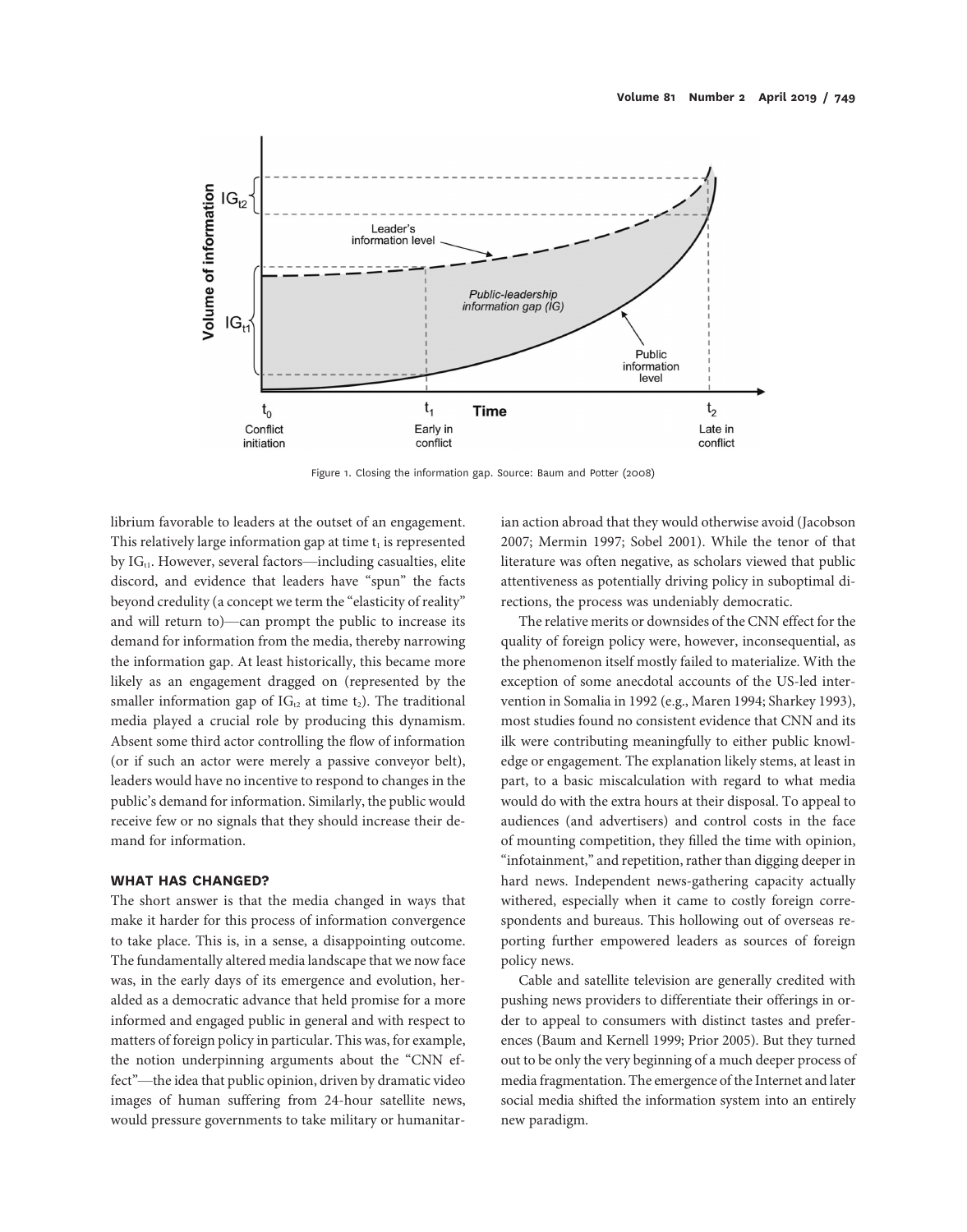Figure 1. Closing the information gap. Source: Baum and Potter (2008)

librium favorable to leaders at the outset of an engagement. This relatively large information gap at time $t_1$ is represented by $IG_{t1}$. However, several factors—including casualties, elite discord, and evidence that leaders have "spun" the facts beyond credulity (a concept we term the "elasticity of reality" and will return to)—can prompt the public to increase its demand for information from the media, thereby narrowing the information gap. At least historically, this became more likely as an engagement dragged on (represented by the smaller information gap of $IG_{t2}$ at time $t_2$). The traditional media played a crucial role by producing this dynamism. Absent some third actor controlling the flow of information (or if such an actor were merely a passive conveyor belt), leaders would have no incentive to respond to changes in the public's demand for information. Similarly, the public would receive few or no signals that they should increase their demand for information.

## WHAT HAS CHANGED?

The short answer is that the media changed in ways that make it harder for this process of information convergence to take place. This is, in a sense, a disappointing outcome. The fundamentally altered media landscape that we now face was, in the early days of its emergence and evolution, heralded as a democratic advance that held promise for a more informed and engaged public in general and with respect to matters of foreign policy in particular. This was, for example, the notion underpinning arguments about the "CNN effect"—the idea that public opinion, driven by dramatic video images of human suffering from 24-hour satellite news, would pressure governments to take military or humanitarian action abroad that they would otherwise avoid (Jacobson 2007; Mermin 1997; Sobel 2001). While the tenor of that literature was often negative, as scholars viewed that public attentiveness as potentially driving policy in suboptimal directions, the process was undeniably democratic.

The relative merits or downsides of the CNN effect for the quality of foreign policy were, however, inconsequential, as the phenomenon itself mostly failed to materialize. With the exception of some anecdotal accounts of the US-led intervention in Somalia in 1992 (e.g., Maren 1994; Sharkey 1993), most studies found no consistent evidence that CNN and its ilk were contributing meaningfully to either public knowledge or engagement. The explanation likely stems, at least in part, to a basic miscalculation with regard to what media would do with the extra hours at their disposal. To appeal to audiences (and advertisers) and control costs in the face of mounting competition, they filled the time with opinion, "infotainment," and repetition, rather than digging deeper in hard news. Independent news-gathering capacity actually withered, especially when it came to costly foreign correspondents and bureaus. This hollowing out of overseas reporting further empowered leaders as sources of foreign policy news.

Cable and satellite television are generally credited with pushing news providers to differentiate their offerings in order to appeal to consumers with distinct tastes and preferences (Baum and Kernell 1999; Prior 2005). But they turned out to be only the very beginning of a much deeper process of media fragmentation. The emergence of the Internet and later social media shifted the information system into an entirely new paradigm.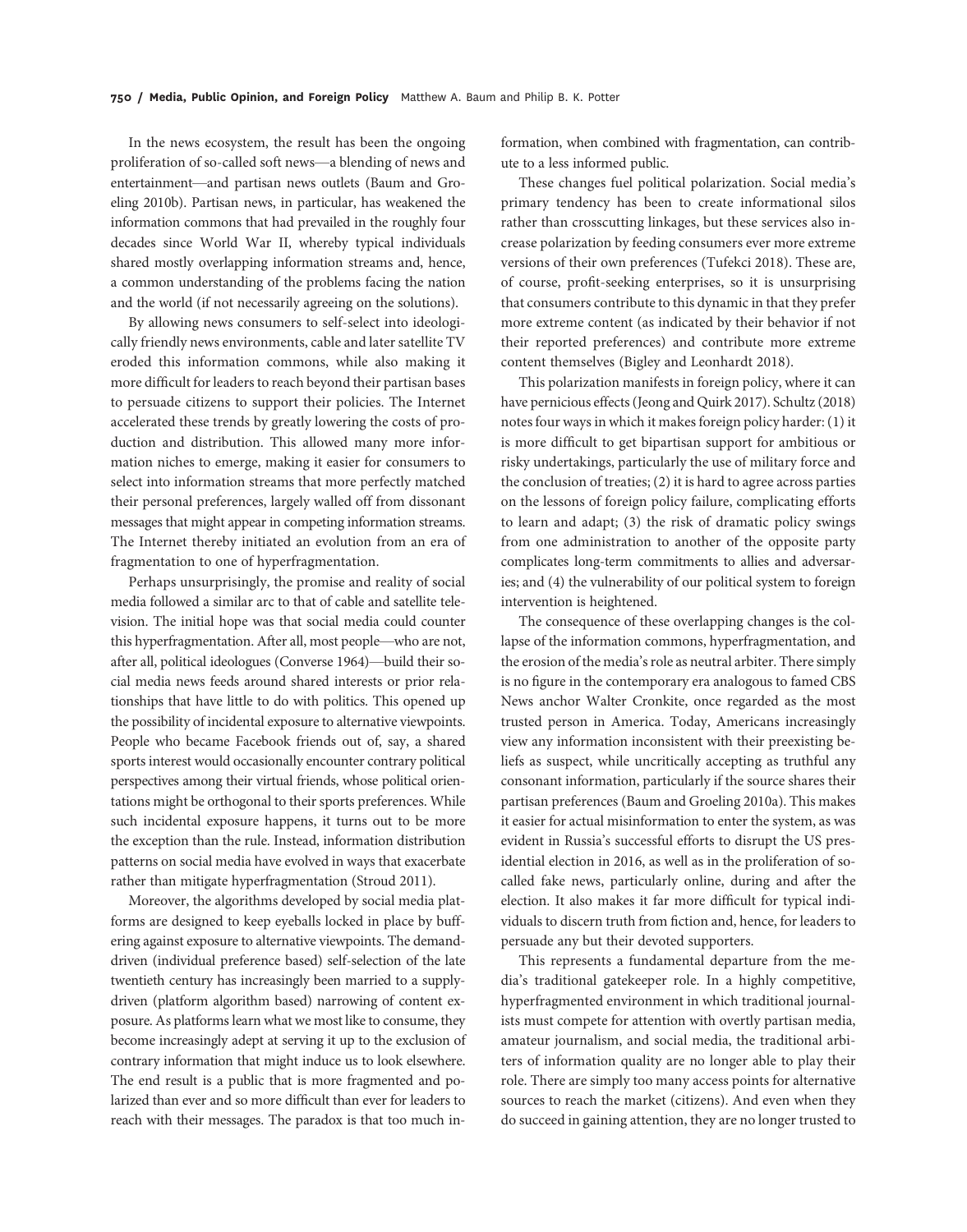In the news ecosystem, the result has been the ongoing proliferation of so-called soft news—a blending of news and entertainment—and partisan news outlets (Baum and Groeling 2010b). Partisan news, in particular, has weakened the information commons that had prevailed in the roughly four decades since World War II, whereby typical individuals shared mostly overlapping information streams and, hence, a common understanding of the problems facing the nation and the world (if not necessarily agreeing on the solutions).

By allowing news consumers to self-select into ideologically friendly news environments, cable and later satellite TV eroded this information commons, while also making it more difficult for leaders to reach beyond their partisan bases to persuade citizens to support their policies. The Internet accelerated these trends by greatly lowering the costs of production and distribution. This allowed many more information niches to emerge, making it easier for consumers to select into information streams that more perfectly matched their personal preferences, largely walled off from dissonant messages that might appear in competing information streams. The Internet thereby initiated an evolution from an era of fragmentation to one of hyperfragmentation.

Perhaps unsurprisingly, the promise and reality of social media followed a similar arc to that of cable and satellite television. The initial hope was that social media could counter this hyperfragmentation. After all, most people—who are not, after all, political ideologues (Converse 1964)—build their social media news feeds around shared interests or prior relationships that have little to do with politics. This opened up the possibility of incidental exposure to alternative viewpoints. People who became Facebook friends out of, say, a shared sports interest would occasionally encounter contrary political perspectives among their virtual friends, whose political orientations might be orthogonal to their sports preferences. While such incidental exposure happens, it turns out to be more the exception than the rule. Instead, information distribution patterns on social media have evolved in ways that exacerbate rather than mitigate hyperfragmentation (Stroud 2011).

Moreover, the algorithms developed by social media platforms are designed to keep eyeballs locked in place by buffering against exposure to alternative viewpoints. The demand-driven (individual preference based) self-selection of the late twentieth century has increasingly been married to a supply-driven (platform algorithm based) narrowing of content exposure. As platforms learn what we most like to consume, they become increasingly adept at serving it up to the exclusion of contrary information that might induce us to look elsewhere. The end result is a public that is more fragmented and polarized than ever and so more difficult than ever for leaders to reach with their messages. The paradox is that too much information, when combined with fragmentation, can contribute to a less informed public.

These changes fuel political polarization. Social media's primary tendency has been to create informational silos rather than crosscutting linkages, but these services also increase polarization by feeding consumers ever more extreme versions of their own preferences (Tufekci 2018). These are, of course, profit-seeking enterprises, so it is unsurprising that consumers contribute to this dynamic in that they prefer more extreme content (as indicated by their behavior if not their reported preferences) and contribute more extreme content themselves (Bigley and Leonhardt 2018).

This polarization manifests in foreign policy, where it can have pernicious effects (Jeong and Quirk 2017). Schultz (2018) notes four ways in which it makes foreign policy harder: (1) it is more difficult to get bipartisan support for ambitious or risky undertakings, particularly the use of military force and the conclusion of treaties; (2) it is hard to agree across parties on the lessons of foreign policy failure, complicating efforts to learn and adapt; (3) the risk of dramatic policy swings from one administration to another of the opposite party complicates long-term commitments to allies and adversaries; and (4) the vulnerability of our political system to foreign intervention is heightened.

The consequence of these overlapping changes is the collapse of the information commons, hyperfragmentation, and the erosion of the media's role as neutral arbiter. There simply is no figure in the contemporary era analogous to famed CBS News anchor Walter Cronkite, once regarded as the most trusted person in America. Today, Americans increasingly view any information inconsistent with their preexisting beliefs as suspect, while uncritically accepting as truthful any consonant information, particularly if the source shares their partisan preferences (Baum and Groeling 2010a). This makes it easier for actual misinformation to enter the system, as was evident in Russia's successful efforts to disrupt the US presidential election in 2016, as well as in the proliferation of so-called fake news, particularly online, during and after the election. It also makes it far more difficult for typical individuals to discern truth from fiction and, hence, for leaders to persuade any but their devoted supporters.

This represents a fundamental departure from the media's traditional gatekeeper role. In a highly competitive, hyperfragmented environment in which traditional journalists must compete for attention with overtly partisan media, amateur journalism, and social media, the traditional arbiters of information quality are no longer able to play their role. There are simply too many access points for alternative sources to reach the market (citizens). And even when they do succeed in gaining attention, they are no longer trusted to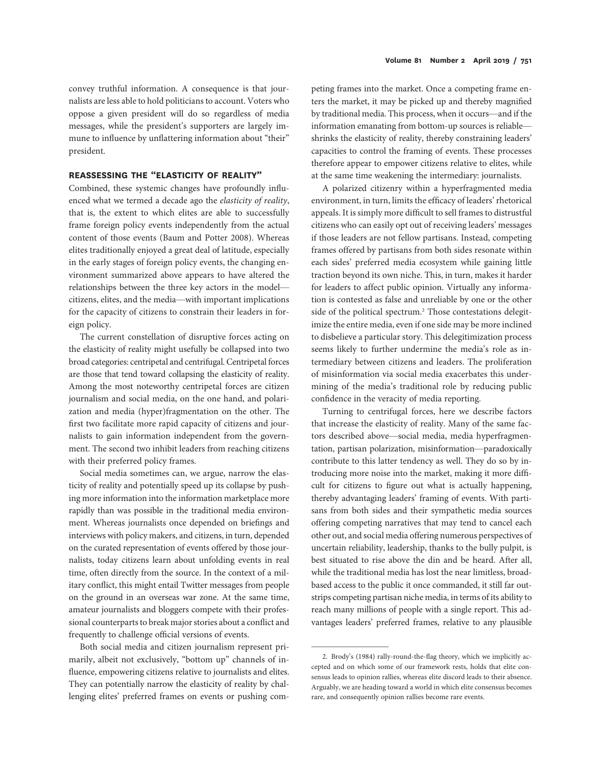convey truthful information. A consequence is that journalists are less able to hold politicians to account. Voters who oppose a given president will do so regardless of media messages, while the president's supporters are largely immune to influence by unflattering information about "their" president.

## REASSESSING THE "ELASTICITY OF REALITY"

Combined, these systemic changes have profoundly influenced what we termed a decade ago the *elasticity of reality*, that is, the extent to which elites are able to successfully frame foreign policy events independently from the actual content of those events (Baum and Potter 2008). Whereas elites traditionally enjoyed a great deal of latitude, especially in the early stages of foreign policy events, the changing environment summarized above appears to have altered the relationships between the three key actors in the model—citizens, elites, and the media—with important implications for the capacity of citizens to constrain their leaders in foreign policy.

The current constellation of disruptive forces acting on the elasticity of reality might usefully be collapsed into two broad categories: centripetal and centrifugal. Centripetal forces are those that tend toward collapsing the elasticity of reality. Among the most noteworthy centripetal forces are citizen journalism and social media, on the one hand, and polarization and media (hyper)fragmentation on the other. The first two facilitate more rapid capacity of citizens and journalists to gain information independent from the government. The second two inhibit leaders from reaching citizens with their preferred policy frames.

Social media sometimes can, we argue, narrow the elasticity of reality and potentially speed up its collapse by pushing more information into the information marketplace more rapidly than was possible in the traditional media environment. Whereas journalists once depended on briefings and interviews with policy makers, and citizens, in turn, depended on the curated representation of events offered by those journalists, today citizens learn about unfolding events in real time, often directly from the source. In the context of a military conflict, this might entail Twitter messages from people on the ground in an overseas war zone. At the same time, amateur journalists and bloggers compete with their professional counterparts to break major stories about a conflict and frequently to challenge official versions of events.

Both social media and citizen journalism represent primarily, albeit not exclusively, "bottom up" channels of influence, empowering citizens relative to journalists and elites. They can potentially narrow the elasticity of reality by challenging elites' preferred frames on events or pushing competing frames into the market. Once a competing frame enters the market, it may be picked up and thereby magnified by traditional media. This process, when it occurs—and if the information emanating from bottom-up sources is reliable—shrinks the elasticity of reality, thereby constraining leaders' capacities to control the framing of events. These processes therefore appear to empower citizens relative to elites, while at the same time weakening the intermediary: journalists.

A polarized citizenry within a hyperfragmented media environment, in turn, limits the efficacy of leaders' rhetorical appeals. It is simply more difficult to sell frames to distrustful citizens who can easily opt out of receiving leaders' messages if those leaders are not fellow partisans. Instead, competing frames offered by partisans from both sides resonate within each sides' preferred media ecosystem while gaining little traction beyond its own niche. This, in turn, makes it harder for leaders to affect public opinion. Virtually any information is contested as false and unreliable by one or the other side of the political spectrum.[2] Those contestations delegitimize the entire media, even if one side may be more inclined to disbelieve a particular story. This delegitimization process seems likely to further undermine the media's role as intermediary between citizens and leaders. The proliferation of misinformation via social media exacerbates this undermining of the media's traditional role by reducing public confidence in the veracity of media reporting.

Turning to centrifugal forces, here we describe factors that increase the elasticity of reality. Many of the same factors described above—social media, media hyperfragmentation, partisan polarization, misinformation—paradoxically contribute to this latter tendency as well. They do so by introducing more noise into the market, making it more difficult for citizens to figure out what is actually happening, thereby advantaging leaders' framing of events. With partisans from both sides and their sympathetic media sources offering competing narratives that may tend to cancel each other out, and social media offering numerous perspectives of uncertain reliability, leadership, thanks to the bully pulpit, is best situated to rise above the din and be heard. After all, while the traditional media has lost the near limitless, broad-based access to the public it once commanded, it still far outstrips competing partisan niche media, in terms of its ability to reach many millions of people with a single report. This advantages leaders' preferred frames, relative to any plausible

---

2. Brody's (1984) rally-round-the-flag theory, which we implicitly accepted and on which some of our framework rests, holds that elite consensus leads to opinion rallies, whereas elite discord leads to their absence. Arguably, we are heading toward a world in which elite consensus becomes rare, and consequently opinion rallies become rare events.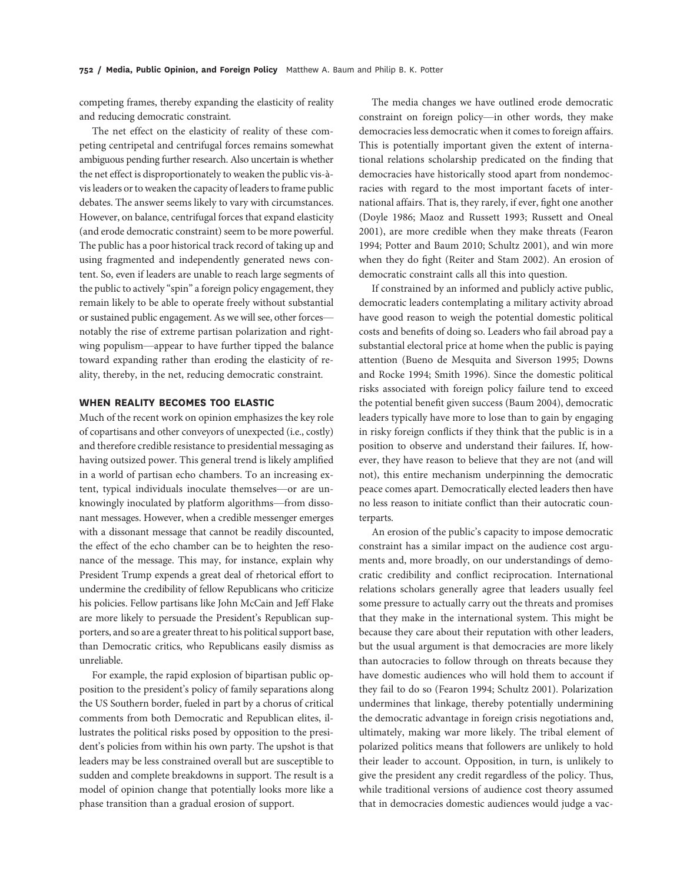competing frames, thereby expanding the elasticity of reality and reducing democratic constraint.

The net effect on the elasticity of reality of these competing centripetal and centrifugal forces remains somewhat ambiguous pending further research. Also uncertain is whether the net effect is disproportionately to weaken the public vis-à-vis leaders or to weaken the capacity of leaders to frame public debates. The answer seems likely to vary with circumstances. However, on balance, centrifugal forces that expand elasticity (and erode democratic constraint) seem to be more powerful. The public has a poor historical track record of taking up and using fragmented and independently generated news content. So, even if leaders are unable to reach large segments of the public to actively "spin" a foreign policy engagement, they remain likely to be able to operate freely without substantial or sustained public engagement. As we will see, other forces—notably the rise of extreme partisan polarization and right-wing populism—appear to have further tipped the balance toward expanding rather than eroding the elasticity of reality, thereby, in the net, reducing democratic constraint.

## WHEN REALITY BECOMES TOO ELASTIC

Much of the recent work on opinion emphasizes the key role of copartisans and other conveyors of unexpected (i.e., costly) and therefore credible resistance to presidential messaging as having outsized power. This general trend is likely amplified in a world of partisan echo chambers. To an increasing extent, typical individuals inoculate themselves—or are unknowingly inoculated by platform algorithms—from dissonant messages. However, when a credible messenger emerges with a dissonant message that cannot be readily discounted, the effect of the echo chamber can be to heighten the resonance of the message. This may, for instance, explain why President Trump expends a great deal of rhetorical effort to undermine the credibility of fellow Republicans who criticize his policies. Fellow partisans like John McCain and Jeff Flake are more likely to persuade the President's Republican supporters, and so are a greater threat to his political support base, than Democratic critics, who Republicans easily dismiss as unreliable.

For example, the rapid explosion of bipartisan public opposition to the president's policy of family separations along the US Southern border, fueled in part by a chorus of critical comments from both Democratic and Republican elites, illustrates the political risks posed by opposition to the president's policies from within his own party. The upshot is that leaders may be less constrained overall but are susceptible to sudden and complete breakdowns in support. The result is a model of opinion change that potentially looks more like a phase transition than a gradual erosion of support.

The media changes we have outlined erode democratic constraint on foreign policy—in other words, they make democracies less democratic when it comes to foreign affairs. This is potentially important given the extent of international relations scholarship predicated on the finding that democracies have historically stood apart from nondemocracies with regard to the most important facets of international affairs. That is, they rarely, if ever, fight one another (Doyle 1986; Maoz and Russett 1993; Russett and Oneal 2001), are more credible when they make threats (Fearon 1994; Potter and Baum 2010; Schultz 2001), and win more when they do fight (Reiter and Stam 2002). An erosion of democratic constraint calls all this into question.

If constrained by an informed and publicly active public, democratic leaders contemplating a military activity abroad have good reason to weigh the potential domestic political costs and benefits of doing so. Leaders who fail abroad pay a substantial electoral price at home when the public is paying attention (Bueno de Mesquita and Siverson 1995; Downs and Rocke 1994; Smith 1996). Since the domestic political risks associated with foreign policy failure tend to exceed the potential benefit given success (Baum 2004), democratic leaders typically have more to lose than to gain by engaging in risky foreign conflicts if they think that the public is in a position to observe and understand their failures. If, however, they have reason to believe that they are not (and will not), this entire mechanism underpinning the democratic peace comes apart. Democratically elected leaders then have no less reason to initiate conflict than their autocratic counterparts.

An erosion of the public's capacity to impose democratic constraint has a similar impact on the audience cost arguments and, more broadly, on our understandings of democratic credibility and conflict reciprocation. International relations scholars generally agree that leaders usually feel some pressure to actually carry out the threats and promises that they make in the international system. This might be because they care about their reputation with other leaders, but the usual argument is that democracies are more likely than autocracies to follow through on threats because they have domestic audiences who will hold them to account if they fail to do so (Fearon 1994; Schultz 2001). Polarization undermines that linkage, thereby potentially undermining the democratic advantage in foreign crisis negotiations and, ultimately, making war more likely. The tribal element of polarized politics means that followers are unlikely to hold their leader to account. Opposition, in turn, is unlikely to give the president any credit regardless of the policy. Thus, while traditional versions of audience cost theory assumed that in democracies domestic audiences would judge a vac-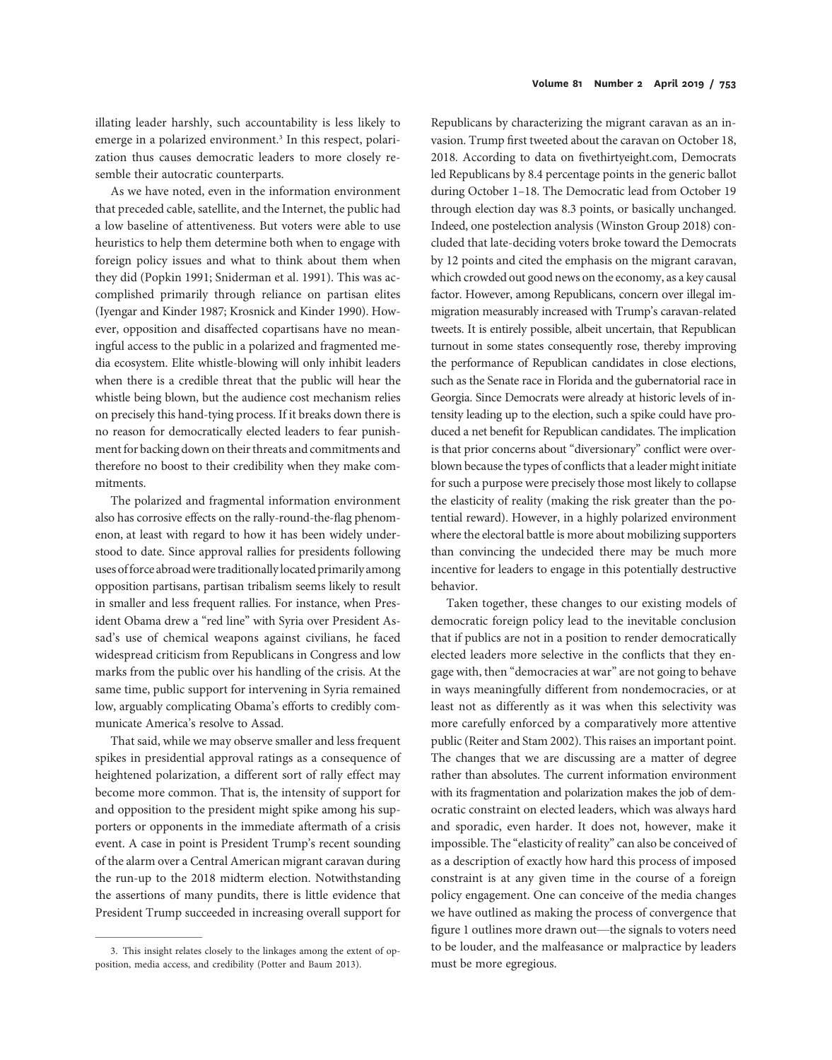illating leader harshly, such accountability is less likely to emerge in a polarized environment.[3] In this respect, polarization thus causes democratic leaders to more closely resemble their autocratic counterparts.

As we have noted, even in the information environment that preceded cable, satellite, and the Internet, the public had a low baseline of attentiveness. But voters were able to use heuristics to help them determine both when to engage with foreign policy issues and what to think about them when they did (Popkin 1991; Sniderman et al. 1991). This was accomplished primarily through reliance on partisan elites (Iyengar and Kinder 1987; Krosnick and Kinder 1990). However, opposition and disaffected copartisans have no meaningful access to the public in a polarized and fragmented media ecosystem. Elite whistle-blowing will only inhibit leaders when there is a credible threat that the public will hear the whistle being blown, but the audience cost mechanism relies on precisely this hand-tying process. If it breaks down there is no reason for democratically elected leaders to fear punishment for backing down on their threats and commitments and therefore no boost to their credibility when they make commitments.

The polarized and fragmental information environment also has corrosive effects on the rally-round-the-flag phenomenon, at least with regard to how it has been widely understood to date. Since approval rallies for presidents following uses of force abroad were traditionally located primarily among opposition partisans, partisan tribalism seems likely to result in smaller and less frequent rallies. For instance, when President Obama drew a "red line" with Syria over President Assad's use of chemical weapons against civilians, he faced widespread criticism from Republicans in Congress and low marks from the public over his handling of the crisis. At the same time, public support for intervening in Syria remained low, arguably complicating Obama's efforts to credibly communicate America's resolve to Assad.

That said, while we may observe smaller and less frequent spikes in presidential approval ratings as a consequence of heightened polarization, a different sort of rally effect may become more common. That is, the intensity of support for and opposition to the president might spike among his supporters or opponents in the immediate aftermath of a crisis event. A case in point is President Trump's recent sounding of the alarm over a Central American migrant caravan during the run-up to the 2018 midterm election. Notwithstanding the assertions of many pundits, there is little evidence that President Trump succeeded in increasing overall support for Republicans by characterizing the migrant caravan as an invasion. Trump first tweeted about the caravan on October 18, 2018. According to data on fivethirtyeight.com, Democrats led Republicans by 8.4 percentage points in the generic ballot during October 1–18. The Democratic lead from October 19 through election day was 8.3 points, or basically unchanged. Indeed, one postelection analysis (Winston Group 2018) concluded that late-deciding voters broke toward the Democrats by 12 points and cited the emphasis on the migrant caravan, which crowded out good news on the economy, as a key causal factor. However, among Republicans, concern over illegal immigration measurably increased with Trump's caravan-related tweets. It is entirely possible, albeit uncertain, that Republican turnout in some states consequently rose, thereby improving the performance of Republican candidates in close elections, such as the Senate race in Florida and the gubernatorial race in Georgia. Since Democrats were already at historic levels of intensity leading up to the election, such a spike could have produced a net benefit for Republican candidates. The implication is that prior concerns about "diversionary" conflict were overblown because the types of conflicts that a leader might initiate for such a purpose were precisely those most likely to collapse the elasticity of reality (making the risk greater than the potential reward). However, in a highly polarized environment where the electoral battle is more about mobilizing supporters than convincing the undecided there may be much more incentive for leaders to engage in this potentially destructive behavior.

Taken together, these changes to our existing models of democratic foreign policy lead to the inevitable conclusion that if publics are not in a position to render democratically elected leaders more selective in the conflicts that they engage with, then "democracies at war" are not going to behave in ways meaningfully different from nondemocracies, or at least not as differently as it was when this selectivity was more carefully enforced by a comparatively more attentive public (Reiter and Stam 2002). This raises an important point. The changes that we are discussing are a matter of degree rather than absolutes. The current information environment with its fragmentation and polarization makes the job of democratic constraint on elected leaders, which was always hard and sporadic, even harder. It does not, however, make it impossible. The "elasticity of reality" can also be conceived of as a description of exactly how hard this process of imposed constraint is at any given time in the course of a foreign policy engagement. One can conceive of the media changes we have outlined as making the process of convergence that figure 1 outlines more drawn out—the signals to voters need to be louder, and the malfeasance or malpractice by leaders must be more egregious.

3. This insight relates closely to the linkages among the extent of opposition, media access, and credibility (Potter and Baum 2013).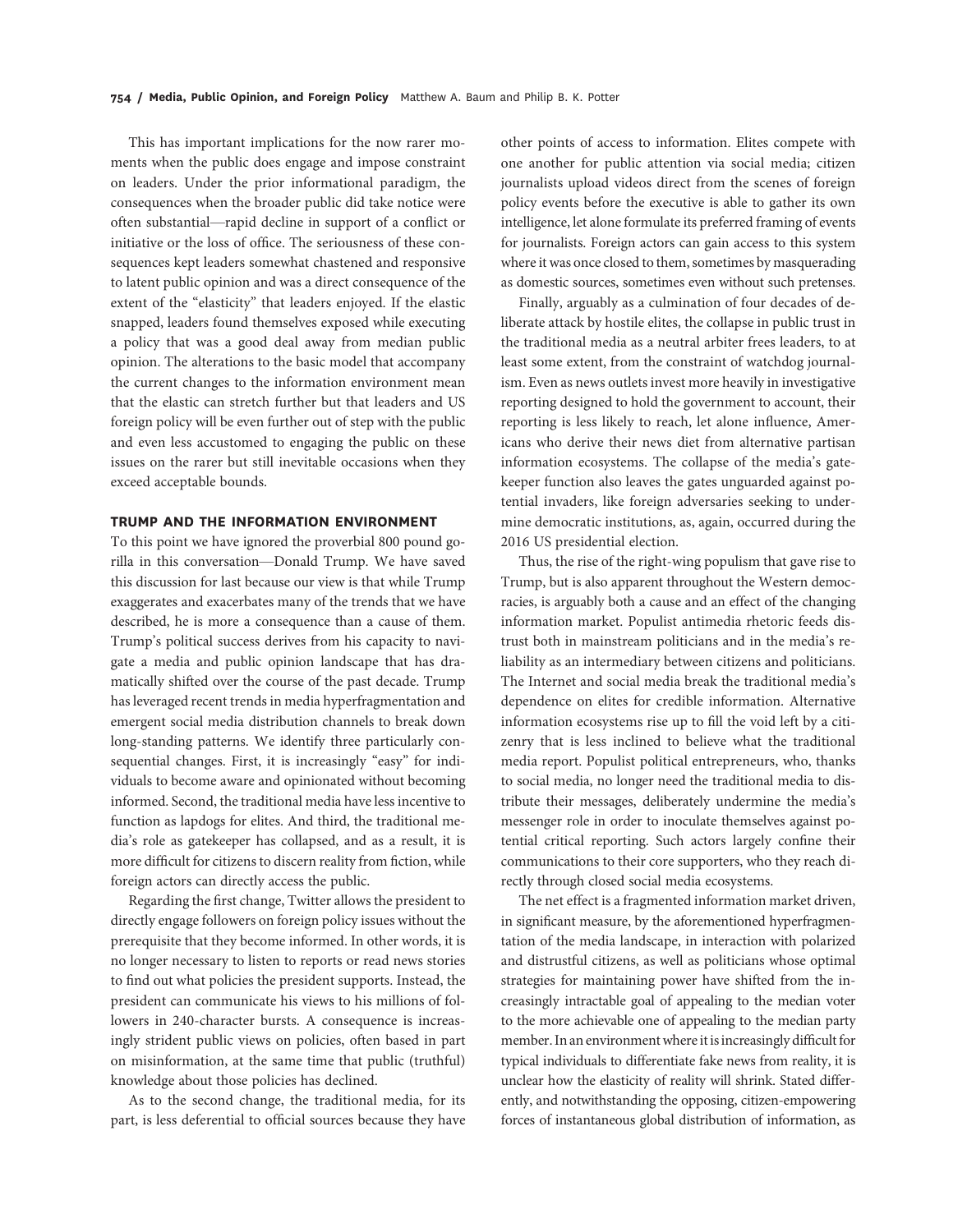This has important implications for the now rarer moments when the public does engage and impose constraint on leaders. Under the prior informational paradigm, the consequences when the broader public did take notice were often substantial—rapid decline in support of a conflict or initiative or the loss of office. The seriousness of these consequences kept leaders somewhat chastened and responsive to latent public opinion and was a direct consequence of the extent of the "elasticity" that leaders enjoyed. If the elastic snapped, leaders found themselves exposed while executing a policy that was a good deal away from median public opinion. The alterations to the basic model that accompany the current changes to the information environment mean that the elastic can stretch further but that leaders and US foreign policy will be even further out of step with the public and even less accustomed to engaging the public on these issues on the rarer but still inevitable occasions when they exceed acceptable bounds.

## TRUMP AND THE INFORMATION ENVIRONMENT

To this point we have ignored the proverbial 800 pound gorilla in this conversation—Donald Trump. We have saved this discussion for last because our view is that while Trump exaggerates and exacerbates many of the trends that we have described, he is more a consequence than a cause of them. Trump's political success derives from his capacity to navigate a media and public opinion landscape that has dramatically shifted over the course of the past decade. Trump has leveraged recent trends in media hyperfragmentation and emergent social media distribution channels to break down long-standing patterns. We identify three particularly consequential changes. First, it is increasingly "easy" for individuals to become aware and opinionated without becoming informed. Second, the traditional media have less incentive to function as lapdogs for elites. And third, the traditional media's role as gatekeeper has collapsed, and as a result, it is more difficult for citizens to discern reality from fiction, while foreign actors can directly access the public.

Regarding the first change, Twitter allows the president to directly engage followers on foreign policy issues without the prerequisite that they become informed. In other words, it is no longer necessary to listen to reports or read news stories to find out what policies the president supports. Instead, the president can communicate his views to his millions of followers in 240-character bursts. A consequence is increasingly strident public views on policies, often based in part on misinformation, at the same time that public (truthful) knowledge about those policies has declined.

As to the second change, the traditional media, for its part, is less deferential to official sources because they have other points of access to information. Elites compete with one another for public attention via social media; citizen journalists upload videos direct from the scenes of foreign policy events before the executive is able to gather its own intelligence, let alone formulate its preferred framing of events for journalists. Foreign actors can gain access to this system where it was once closed to them, sometimes by masquerading as domestic sources, sometimes even without such pretenses.

Finally, arguably as a culmination of four decades of deliberate attack by hostile elites, the collapse in public trust in the traditional media as a neutral arbiter frees leaders, to at least some extent, from the constraint of watchdog journalism. Even as news outlets invest more heavily in investigative reporting designed to hold the government to account, their reporting is less likely to reach, let alone influence, Americans who derive their news diet from alternative partisan information ecosystems. The collapse of the media's gatekeeper function also leaves the gates unguarded against potential invaders, like foreign adversaries seeking to undermine democratic institutions, as, again, occurred during the 2016 US presidential election.

Thus, the rise of the right-wing populism that gave rise to Trump, but is also apparent throughout the Western democracies, is arguably both a cause and an effect of the changing information market. Populist antimedia rhetoric feeds distrust both in mainstream politicians and in the media's reliability as an intermediary between citizens and politicians. The Internet and social media break the traditional media's dependence on elites for credible information. Alternative information ecosystems rise up to fill the void left by a citizenry that is less inclined to believe what the traditional media report. Populist political entrepreneurs, who, thanks to social media, no longer need the traditional media to distribute their messages, deliberately undermine the media's messenger role in order to inoculate themselves against potential critical reporting. Such actors largely confine their communications to their core supporters, who they reach directly through closed social media ecosystems.

The net effect is a fragmented information market driven, in significant measure, by the aforementioned hyperfragmentation of the media landscape, in interaction with polarized and distrustful citizens, as well as politicians whose optimal strategies for maintaining power have shifted from the increasingly intractable goal of appealing to the median voter to the more achievable one of appealing to the median party member. In an environment where it is increasingly difficult for typical individuals to differentiate fake news from reality, it is unclear how the elasticity of reality will shrink. Stated differently, and notwithstanding the opposing, citizen-empowering forces of instantaneous global distribution of information, as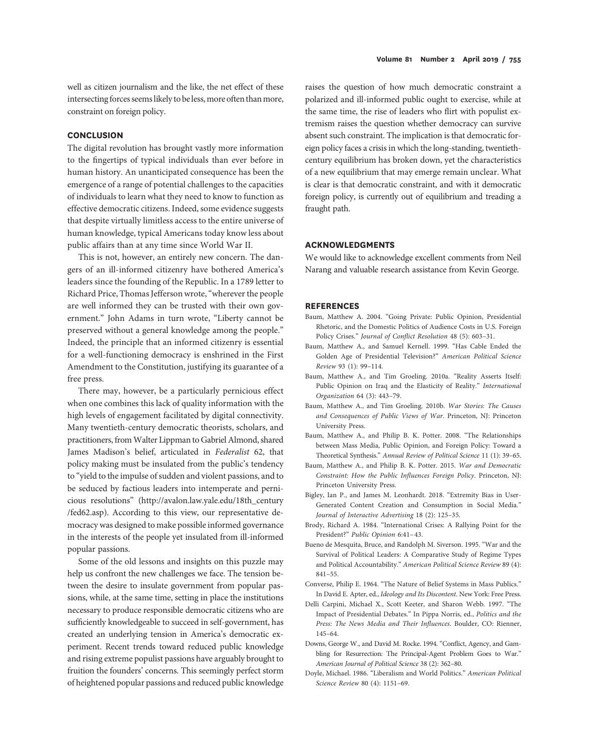well as citizen journalism and the like, the net effect of these intersecting forces seems likely to be less, more often than more, constraint on foreign policy.

## CONCLUSION

The digital revolution has brought vastly more information to the fingertips of typical individuals than ever before in human history. An unanticipated consequence has been the emergence of a range of potential challenges to the capacities of individuals to learn what they need to know to function as effective democratic citizens. Indeed, some evidence suggests that despite virtually limitless access to the entire universe of human knowledge, typical Americans today know less about public affairs than at any time since World War II.

This is not, however, an entirely new concern. The dangers of an ill-informed citizenry have bothered America's leaders since the founding of the Republic. In a 1789 letter to Richard Price, Thomas Jefferson wrote, "wherever the people are well informed they can be trusted with their own government." John Adams in turn wrote, "Liberty cannot be preserved without a general knowledge among the people." Indeed, the principle that an informed citizenry is essential for a well-functioning democracy is enshrined in the First Amendment to the Constitution, justifying its guarantee of a free press.

There may, however, be a particularly pernicious effect when one combines this lack of quality information with the high levels of engagement facilitated by digital connectivity. Many twentieth-century democratic theorists, scholars, and practitioners, from Walter Lippman to Gabriel Almond, shared James Madison's belief, articulated in *Federalist* 62, that policy making must be insulated from the public's tendency to "yield to the impulse of sudden and violent passions, and to be seduced by factious leaders into intemperate and pernicious resolutions" (http://avalon.law.yale.edu/18th_century/fed62.asp). According to this view, our representative democracy was designed to make possible informed governance in the interests of the people yet insulated from ill-informed popular passions.

Some of the old lessons and insights on this puzzle may help us confront the new challenges we face. The tension between the desire to insulate government from popular passions, while, at the same time, setting in place the institutions necessary to produce responsible democratic citizens who are sufficiently knowledgeable to succeed in self-government, has created an underlying tension in America's democratic experiment. Recent trends toward reduced public knowledge and rising extreme populist passions have arguably brought to fruition the founders' concerns. This seemingly perfect storm of heightened popular passions and reduced public knowledge raises the question of how much democratic constraint a polarized and ill-informed public ought to exercise, while at the same time, the rise of leaders who flirt with populist extremism raises the question whether democracy can survive absent such constraint. The implication is that democratic foreign policy faces a crisis in which the long-standing, twentieth-century equilibrium has broken down, yet the characteristics of a new equilibrium that may emerge remain unclear. What is clear is that democratic constraint, and with it democratic foreign policy, is currently out of equilibrium and treading a fraught path.

## ACKNOWLEDGMENTS

We would like to acknowledge excellent comments from Neil Narang and valuable research assistance from Kevin George.

## REFERENCES

Baum, Matthew A. 2004. "Going Private: Public Opinion, Presidential Rhetoric, and the Domestic Politics of Audience Costs in U.S. Foreign Policy Crises." *Journal of Conflict Resolution* 48 (5): 603–31.

Baum, Matthew A., and Samuel Kernell. 1999. "Has Cable Ended the Golden Age of Presidential Television?" *American Political Science Review* 93 (1): 99–114.

Baum, Matthew A., and Tim Groeling. 2010a. "Reality Asserts Itself: Public Opinion on Iraq and the Elasticity of Reality." *International Organization* 64 (3): 443–79.

Baum, Matthew A., and Tim Groeling. 2010b. *War Stories: The Causes and Consequences of Public Views of War*. Princeton, NJ: Princeton University Press.

Baum, Matthew A., and Philip B. K. Potter. 2008. "The Relationships between Mass Media, Public Opinion, and Foreign Policy: Toward a Theoretical Synthesis." *Annual Review of Political Science* 11 (1): 39–65.

Baum, Matthew A., and Philip B. K. Potter. 2015. *War and Democratic Constraint: How the Public Influences Foreign Policy*. Princeton, NJ: Princeton University Press.

Bigley, Ian P., and James M. Leonhardt. 2018. "Extremity Bias in User-Generated Content Creation and Consumption in Social Media." *Journal of Interactive Advertising* 18 (2): 125–35.

Brody, Richard A. 1984. "International Crises: A Rallying Point for the President?" *Public Opinion* 6:41–43.

Bueno de Mesquita, Bruce, and Randolph M. Siverson. 1995. "War and the Survival of Political Leaders: A Comparative Study of Regime Types and Political Accountability." *American Political Science Review* 89 (4): 841–55.

Converse, Philip E. 1964. "The Nature of Belief Systems in Mass Publics." In David E. Apter, ed., *Ideology and Its Discontent*. New York: Free Press.

Delli Carpini, Michael X., Scott Keeter, and Sharon Webb. 1997. "The Impact of Presidential Debates." In Pippa Norris, ed., *Politics and the Press: The News Media and Their Influences*. Boulder, CO: Rienner, 145–64.

Downs, George W., and David M. Rocke. 1994. "Conflict, Agency, and Gambling for Resurrection: The Principal-Agent Problem Goes to War." *American Journal of Political Science* 38 (2): 362–80.

Doyle, Michael. 1986. "Liberalism and World Politics." *American Political Science Review* 80 (4): 1151–69.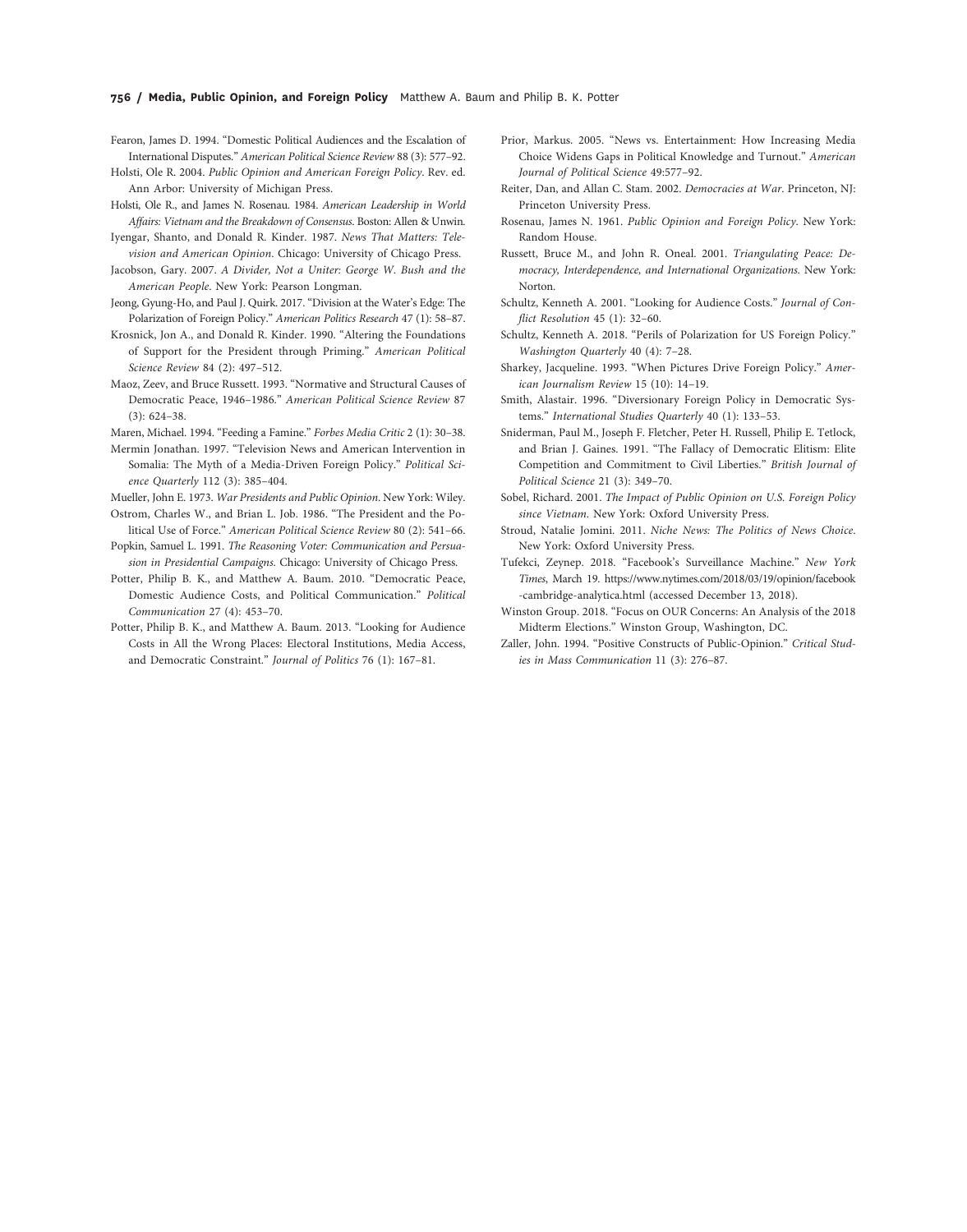Fearon, James D. 1994. "Domestic Political Audiences and the Escalation of International Disputes." *American Political Science Review* 88 (3): 577–92.

Holsti, Ole R. 2004. *Public Opinion and American Foreign Policy*. Rev. ed. Ann Arbor: University of Michigan Press.

Holsti, Ole R., and James N. Rosenau. 1984. *American Leadership in World Affairs: Vietnam and the Breakdown of Consensus*. Boston: Allen & Unwin.

Iyengar, Shanto, and Donald R. Kinder. 1987. *News That Matters: Television and American Opinion*. Chicago: University of Chicago Press.

Jacobson, Gary. 2007. *A Divider, Not a Uniter: George W. Bush and the American People*. New York: Pearson Longman.

Jeong, Gyung-Ho, and Paul J. Quirk. 2017. "Division at the Water's Edge: The Polarization of Foreign Policy." *American Politics Research* 47 (1): 58–87.

Krosnick, Jon A., and Donald R. Kinder. 1990. "Altering the Foundations of Support for the President through Priming." *American Political Science Review* 84 (2): 497–512.

Maoz, Zeev, and Bruce Russett. 1993. "Normative and Structural Causes of Democratic Peace, 1946–1986." *American Political Science Review* 87 (3): 624–38.

Maren, Michael. 1994. "Feeding a Famine." *Forbes Media Critic* 2 (1): 30–38.

Mermin Jonathan. 1997. "Television News and American Intervention in Somalia: The Myth of a Media-Driven Foreign Policy." *Political Science Quarterly* 112 (3): 385–404.

Mueller, John E. 1973. *War Presidents and Public Opinion*. New York: Wiley.

Ostrom, Charles W., and Brian L. Job. 1986. "The President and the Political Use of Force." *American Political Science Review* 80 (2): 541–66.

Popkin, Samuel L. 1991. *The Reasoning Voter: Communication and Persuasion in Presidential Campaigns*. Chicago: University of Chicago Press.

Potter, Philip B. K., and Matthew A. Baum. 2010. "Democratic Peace, Domestic Audience Costs, and Political Communication." *Political Communication* 27 (4): 453–70.

Potter, Philip B. K., and Matthew A. Baum. 2013. "Looking for Audience Costs in All the Wrong Places: Electoral Institutions, Media Access, and Democratic Constraint." *Journal of Politics* 76 (1): 167–81.

Prior, Markus. 2005. "News vs. Entertainment: How Increasing Media Choice Widens Gaps in Political Knowledge and Turnout." *American Journal of Political Science* 49:577–92.

Reiter, Dan, and Allan C. Stam. 2002. *Democracies at War*. Princeton, NJ: Princeton University Press.

Rosenau, James N. 1961. *Public Opinion and Foreign Policy*. New York: Random House.

Russett, Bruce M., and John R. Oneal. 2001. *Triangulating Peace: Democracy, Interdependence, and International Organizations*. New York: Norton.

Schultz, Kenneth A. 2001. "Looking for Audience Costs." *Journal of Conflict Resolution* 45 (1): 32–60.

Schultz, Kenneth A. 2018. "Perils of Polarization for US Foreign Policy." *Washington Quarterly* 40 (4): 7–28.

Sharkey, Jacqueline. 1993. "When Pictures Drive Foreign Policy." *American Journalism Review* 15 (10): 14–19.

Smith, Alastair. 1996. "Diversionary Foreign Policy in Democratic Systems." *International Studies Quarterly* 40 (1): 133–53.

Sniderman, Paul M., Joseph F. Fletcher, Peter H. Russell, Philip E. Tetlock, and Brian J. Gaines. 1991. "The Fallacy of Democratic Elitism: Elite Competition and Commitment to Civil Liberties." *British Journal of Political Science* 21 (3): 349–70.

Sobel, Richard. 2001. *The Impact of Public Opinion on U.S. Foreign Policy since Vietnam*. New York: Oxford University Press.

Stroud, Natalie Jomini. 2011. *Niche News: The Politics of News Choice*. New York: Oxford University Press.

Tufekci, Zeynep. 2018. "Facebook's Surveillance Machine." *New York Times*, March 19. https://www.nytimes.com/2018/03/19/opinion/facebook-cambridge-analytica.html (accessed December 13, 2018).

Winston Group. 2018. "Focus on OUR Concerns: An Analysis of the 2018 Midterm Elections." Winston Group, Washington, DC.

Zaller, John. 1994. "Positive Constructs of Public-Opinion." *Critical Studies in Mass Communication* 11 (3): 276–87.